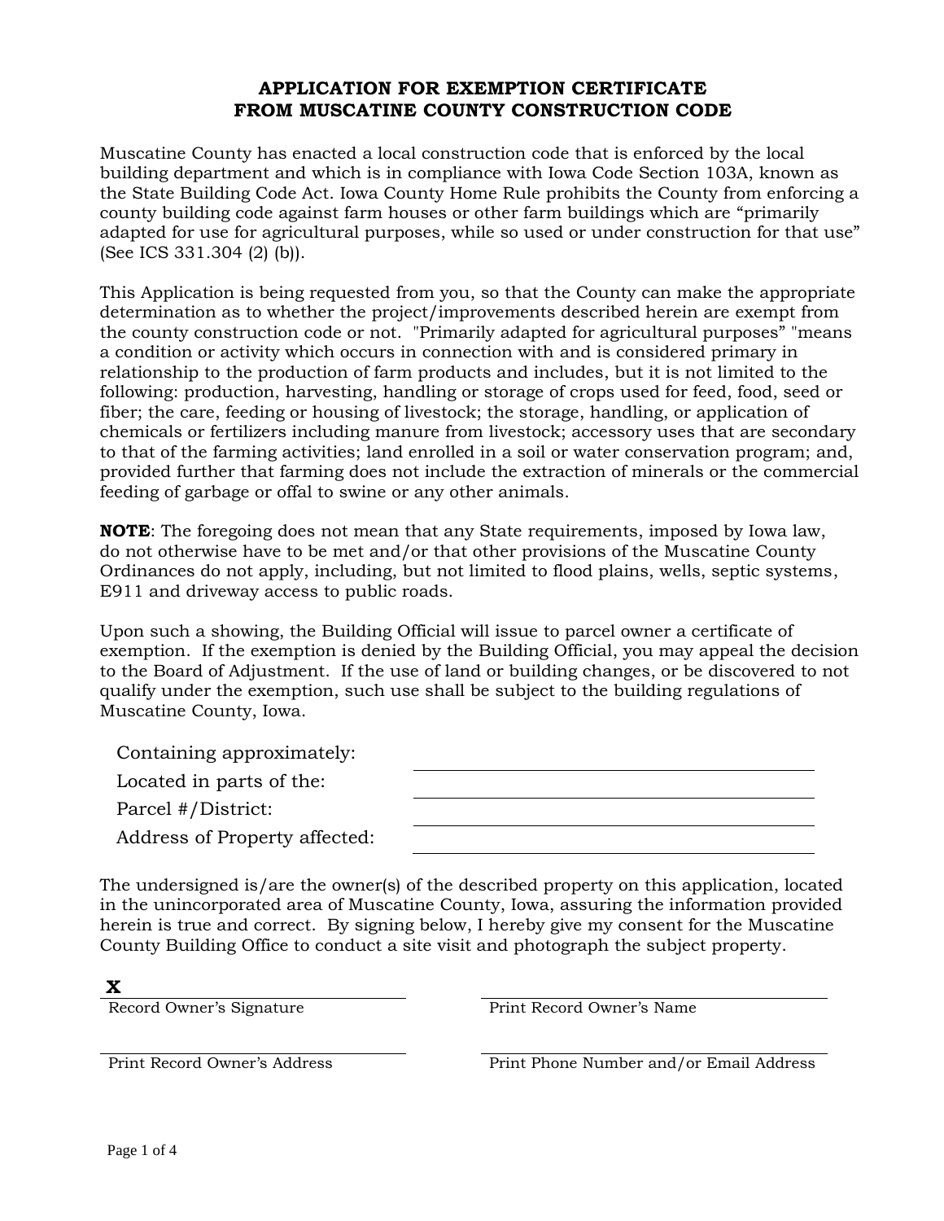# APPLICATION FOR EXEMPTION CERTIFICATE FROM MUSCATINE COUNTY CONSTRUCTION CODE

Muscatine County has enacted a local construction code that is enforced by the local building department and which is in compliance with Iowa Code Section 103A, known as the State Building Code Act. Iowa County Home Rule prohibits the County from enforcing a county building code against farm houses or other farm buildings which are "primarily adapted for use for agricultural purposes, while so used or under construction for that use" (See ICS 331.304 (2) (b)).

This Application is being requested from you, so that the County can make the appropriate determination as to whether the project/improvements described herein are exempt from the county construction code or not. "Primarily adapted for agricultural purposes" "means a condition or activity which occurs in connection with and is considered primary in relationship to the production of farm products and includes, but it is not limited to the following: production, harvesting, handling or storage of crops used for feed, food, seed or fiber; the care, feeding or housing of livestock; the storage, handling, or application of chemicals or fertilizers including manure from livestock; accessory uses that are secondary to that of the farming activities; land enrolled in a soil or water conservation program; and, provided further that farming does not include the extraction of minerals or the commercial feeding of garbage or offal to swine or any other animals.

**NOTE**: The foregoing does not mean that any State requirements, imposed by Iowa law, do not otherwise have to be met and/or that other provisions of the Muscatine County Ordinances do not apply, including, but not limited to flood plains, wells, septic systems, E911 and driveway access to public roads.

Upon such a showing, the Building Official will issue to parcel owner a certificate of exemption. If the exemption is denied by the Building Official, you may appeal the decision to the Board of Adjustment. If the use of land or building changes, or be discovered to not qualify under the exemption, such use shall be subject to the building regulations of Muscatine County, Iowa.

Containing approximately: ______________________

Located in parts of the: ______________________

Parcel #/District: ______________________

Address of Property affected: ______________________

The undersigned is/are the owner(s) of the described property on this application, located in the unincorporated area of Muscatine County, Iowa, assuring the information provided herein is true and correct. By signing below, I hereby give my consent for the Muscatine County Building Office to conduct a site visit and photograph the subject property.

**X** ______________________ ______________________
Record Owner's Signature Print Record Owner's Name

______________________ ______________________
Print Record Owner's Address Print Phone Number and/or Email Address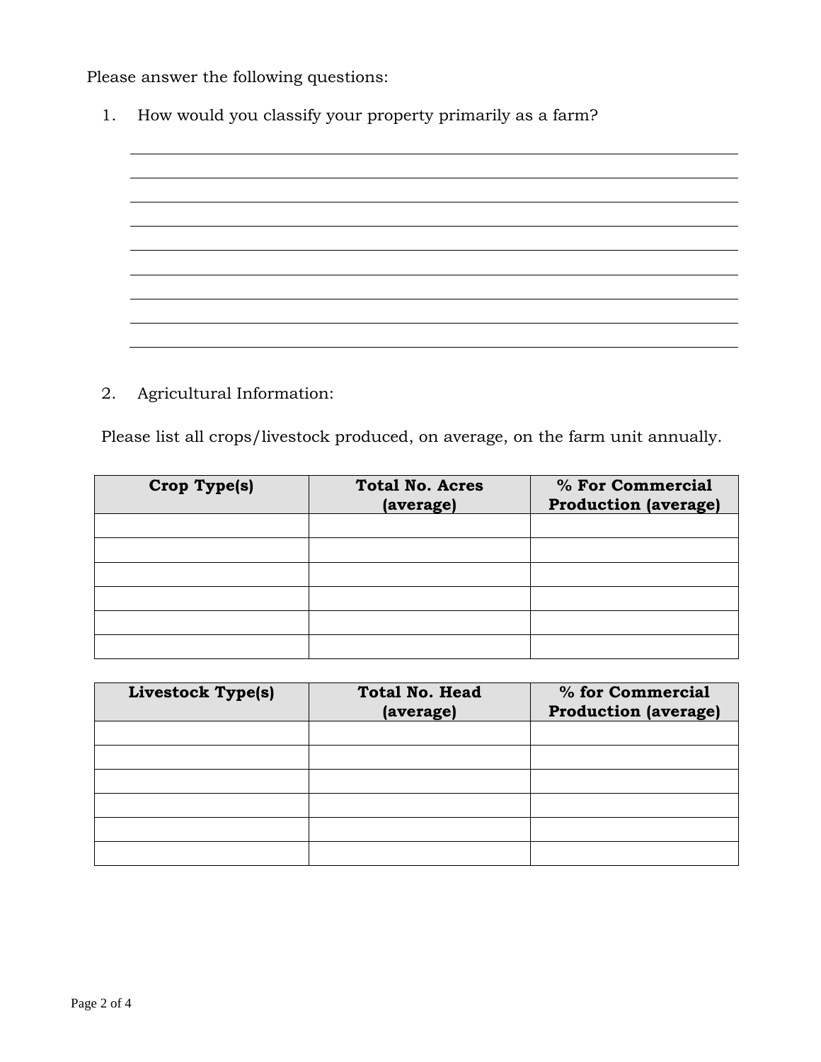Please answer the following questions:

1. How would you classify your property primarily as a farm?

______________________________________________________________________
______________________________________________________________________
______________________________________________________________________
______________________________________________________________________
______________________________________________________________________
______________________________________________________________________
______________________________________________________________________
______________________________________________________________________

2. Agricultural Information:

Please list all crops/livestock produced, on average, on the farm unit annually.

| Crop Type(s) | Total No. Acres (average) | % For Commercial Production (average) |
|---|---|---|
| | | |
| | | |
| | | |
| | | |
| | | |
| | | |

| Livestock Type(s) | Total No. Head (average) | % for Commercial Production (average) |
|---|---|---|
| | | |
| | | |
| | | |
| | | |
| | | |
| | | |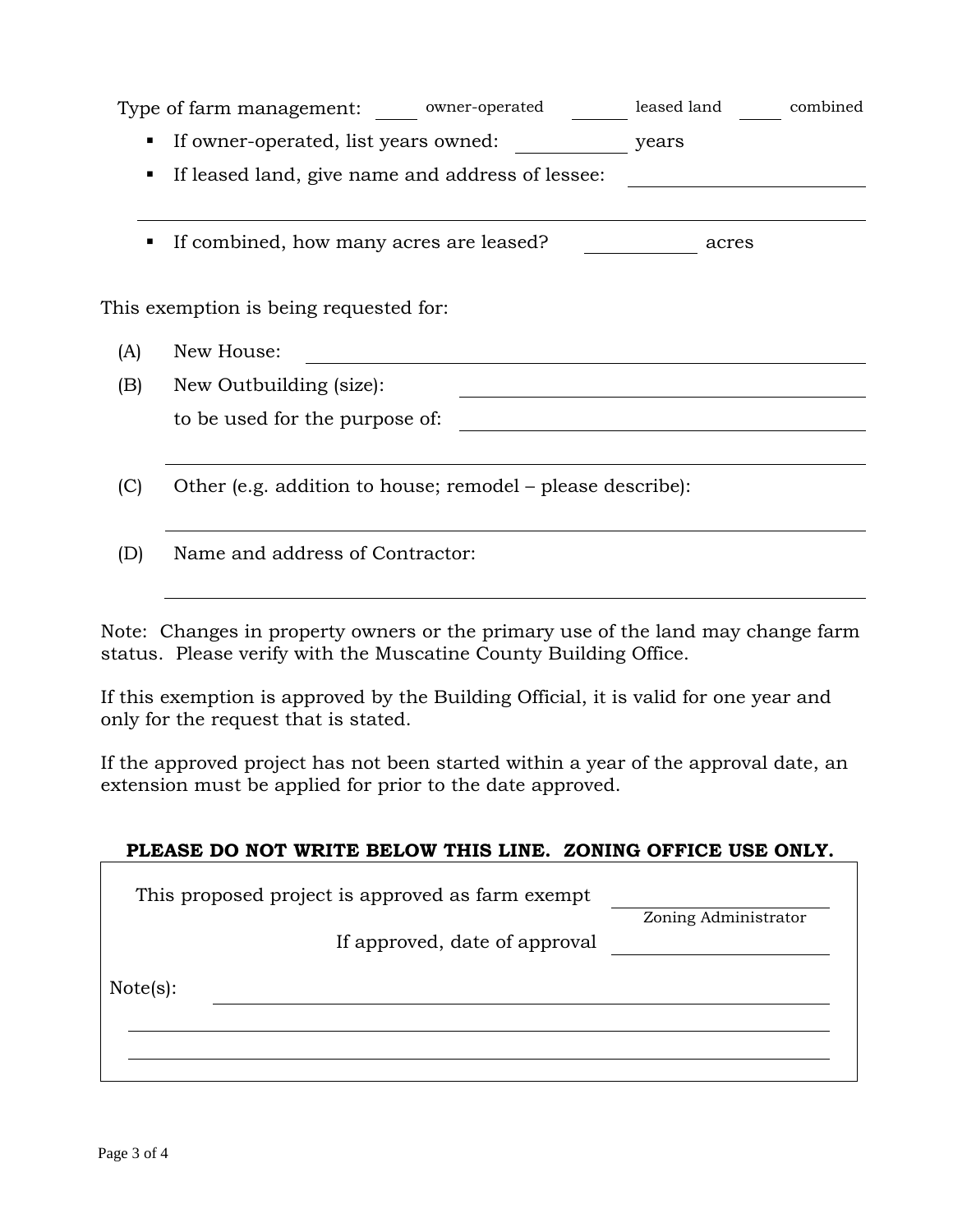Type of farm management: _____ owner-operated _______ leased land _____ combined

- If owner-operated, list years owned: ____________ years
- If leased land, give name and address of lessee: ______________________

______________________________________________________________

- If combined, how many acres are leased? ____________ acres

This exemption is being requested for:

(A) New House: ______________________________________________

(B) New Outbuilding (size): ______________________________

to be used for the purpose of: ______________________________

______________________________________________________________

(C) Other (e.g. addition to house; remodel – please describe):

______________________________________________________________

(D) Name and address of Contractor:

______________________________________________________________

Note: Changes in property owners or the primary use of the land may change farm status. Please verify with the Muscatine County Building Office.

If this exemption is approved by the Building Official, it is valid for one year and only for the request that is stated.

If the approved project has not been started within a year of the approval date, an extension must be applied for prior to the date approved.

**PLEASE DO NOT WRITE BELOW THIS LINE. ZONING OFFICE USE ONLY.**

This proposed project is approved as farm exempt ______________________
Zoning Administrator

If approved, date of approval ______________________

Note(s): ______________________________________________________

______________________________________________________________

______________________________________________________________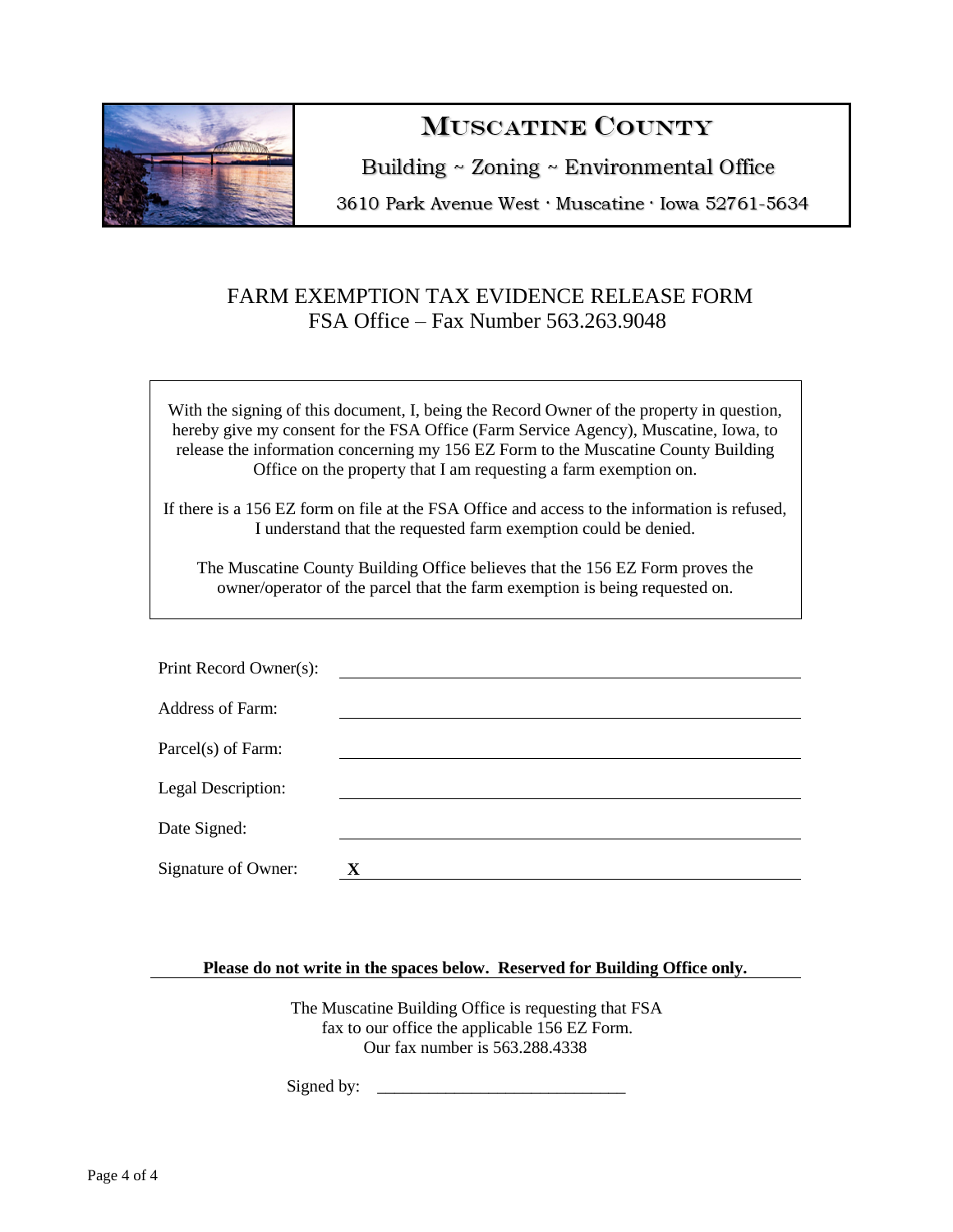# MUSCATINE COUNTY

Building ~ Zoning ~ Environmental Office

3610 Park Avenue West · Muscatine · Iowa 52761-5634

## FARM EXEMPTION TAX EVIDENCE RELEASE FORM
FSA Office – Fax Number 563.263.9048

With the signing of this document, I, being the Record Owner of the property in question, hereby give my consent for the FSA Office (Farm Service Agency), Muscatine, Iowa, to release the information concerning my 156 EZ Form to the Muscatine County Building Office on the property that I am requesting a farm exemption on.

If there is a 156 EZ form on file at the FSA Office and access to the information is refused, I understand that the requested farm exemption could be denied.

The Muscatine County Building Office believes that the 156 EZ Form proves the owner/operator of the parcel that the farm exemption is being requested on.

Print Record Owner(s): ______________________________

Address of Farm: ______________________________

Parcel(s) of Farm: ______________________________

Legal Description: ______________________________

Date Signed: ______________________________

Signature of Owner: **X** ______________________________

**Please do not write in the spaces below. Reserved for Building Office only.**

The Muscatine Building Office is requesting that FSA fax to our office the applicable 156 EZ Form. Our fax number is 563.288.4338

Signed by: ______________________________